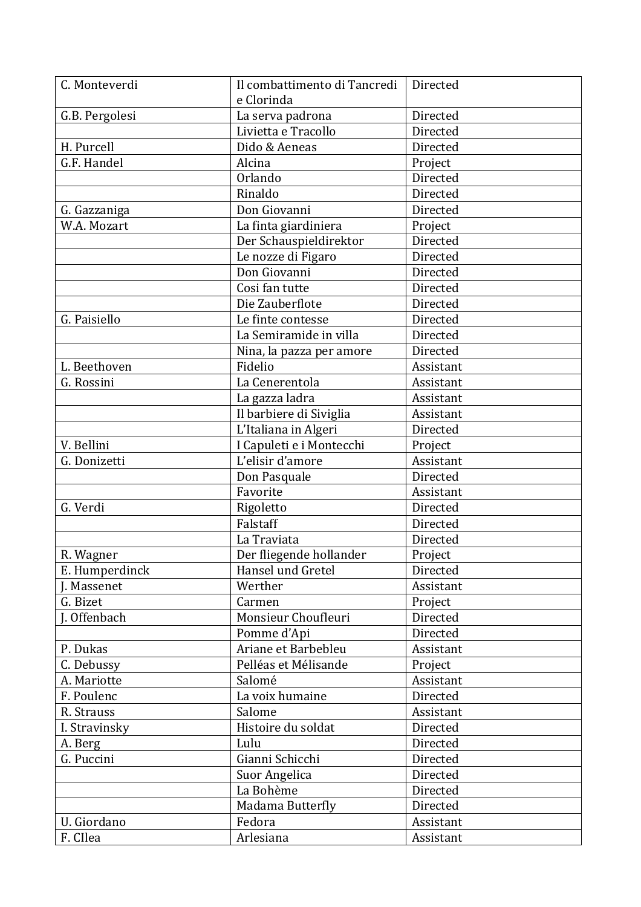| C. Monteverdi | Il combattimento di Tancredi e Clorinda | Directed |
|---|---|---|
| G.B. Pergolesi | La serva padrona | Directed |
| | Livietta e Tracollo | Directed |
| H. Purcell | Dido & Aeneas | Directed |
| G.F. Handel | Alcina | Project |
| | Orlando | Directed |
| | Rinaldo | Directed |
| G. Gazzaniga | Don Giovanni | Directed |
| W.A. Mozart | La finta giardiniera | Project |
| | Der Schauspieldirektor | Directed |
| | Le nozze di Figaro | Directed |
| | Don Giovanni | Directed |
| | Cosi fan tutte | Directed |
| | Die Zauberflote | Directed |
| G. Paisiello | Le finte contesse | Directed |
| | La Semiramide in villa | Directed |
| | Nina, la pazza per amore | Directed |
| L. Beethoven | Fidelio | Assistant |
| G. Rossini | La Cenerentola | Assistant |
| | La gazza ladra | Assistant |
| | Il barbiere di Siviglia | Assistant |
| | L'Italiana in Algeri | Directed |
| V. Bellini | I Capuleti e i Montecchi | Project |
| G. Donizetti | L'elisir d'amore | Assistant |
| | Don Pasquale | Directed |
| | Favorite | Assistant |
| G. Verdi | Rigoletto | Directed |
| | Falstaff | Directed |
| | La Traviata | Directed |
| R. Wagner | Der fliegende hollander | Project |
| E. Humperdinck | Hansel und Gretel | Directed |
| J. Massenet | Werther | Assistant |
| G. Bizet | Carmen | Project |
| J. Offenbach | Monsieur Choufleuri | Directed |
| | Pomme d'Api | Directed |
| P. Dukas | Ariane et Barbebleu | Assistant |
| C. Debussy | Pelléas et Mélisande | Project |
| A. Mariotte | Salomé | Assistant |
| F. Poulenc | La voix humaine | Directed |
| R. Strauss | Salome | Assistant |
| I. Stravinsky | Histoire du soldat | Directed |
| A. Berg | Lulu | Directed |
| G. Puccini | Gianni Schicchi | Directed |
| | Suor Angelica | Directed |
| | La Bohème | Directed |
| | Madama Butterfly | Directed |
| U. Giordano | Fedora | Assistant |
| F. CIlea | Arlesiana | Assistant |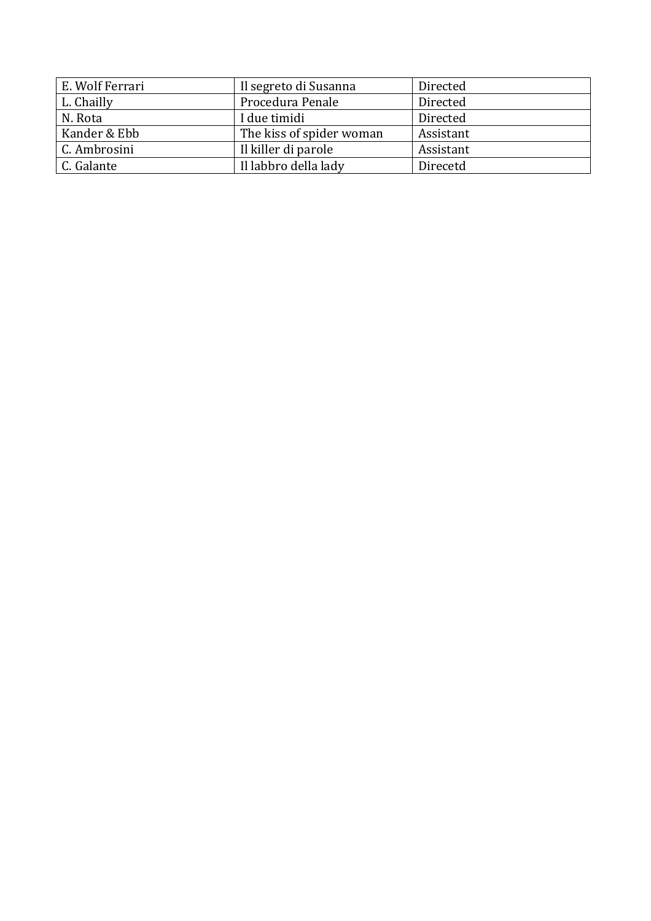| | | |
|---|---|---|
| E. Wolf Ferrari | Il segreto di Susanna | Directed |
| L. Chailly | Procedura Penale | Directed |
| N. Rota | I due timidi | Directed |
| Kander & Ebb | The kiss of spider woman | Assistant |
| C. Ambrosini | Il killer di parole | Assistant |
| C. Galante | Il labbro della lady | Direcetd |